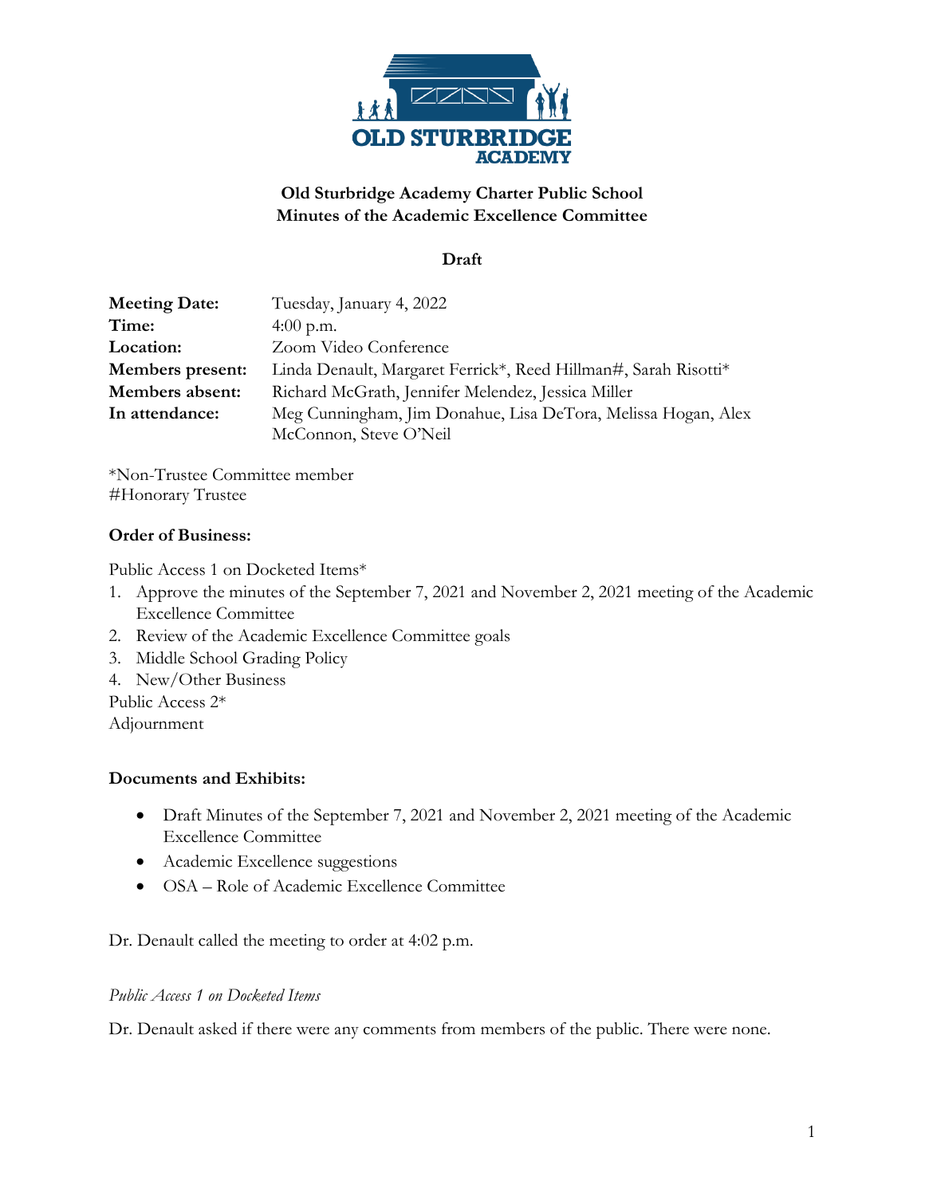**Old Sturbridge Academy Charter Public School**
**Minutes of the Academic Excellence Committee**

**Draft**

| | |
|---|---|
| **Meeting Date:** | Tuesday, January 4, 2022 |
| **Time:** | 4:00 p.m. |
| **Location:** | Zoom Video Conference |
| **Members present:** | Linda Denault, Margaret Ferrick*, Reed Hillman#, Sarah Risotti* |
| **Members absent:** | Richard McGrath, Jennifer Melendez, Jessica Miller |
| **In attendance:** | Meg Cunningham, Jim Donahue, Lisa DeTora, Melissa Hogan, Alex McConnon, Steve O'Neil |

*Non-Trustee Committee member
#Honorary Trustee

**Order of Business:**

Public Access 1 on Docketed Items*

1. Approve the minutes of the September 7, 2021 and November 2, 2021 meeting of the Academic Excellence Committee
2. Review of the Academic Excellence Committee goals
3. Middle School Grading Policy
4. New/Other Business

Public Access 2*
Adjournment

**Documents and Exhibits:**

- Draft Minutes of the September 7, 2021 and November 2, 2021 meeting of the Academic Excellence Committee
- Academic Excellence suggestions
- OSA – Role of Academic Excellence Committee

Dr. Denault called the meeting to order at 4:02 p.m.

*Public Access 1 on Docketed Items*

Dr. Denault asked if there were any comments from members of the public. There were none.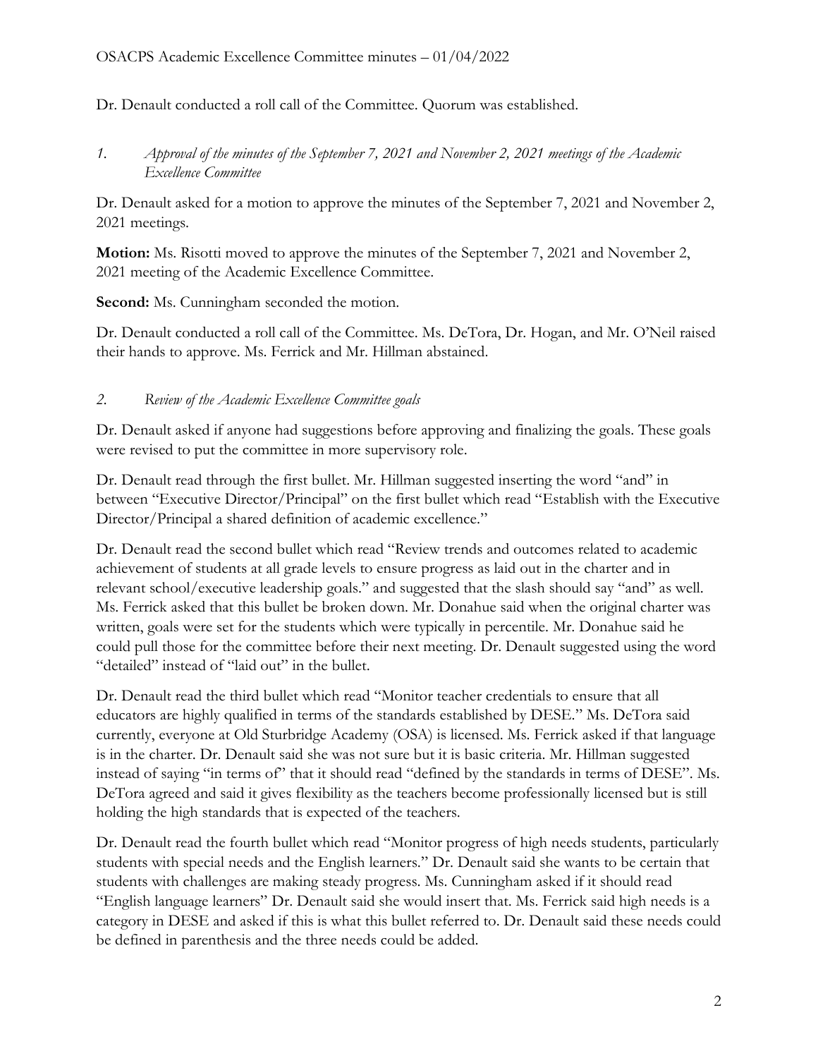Dr. Denault conducted a roll call of the Committee. Quorum was established.

*1. Approval of the minutes of the September 7, 2021 and November 2, 2021 meetings of the Academic Excellence Committee*

Dr. Denault asked for a motion to approve the minutes of the September 7, 2021 and November 2, 2021 meetings.

**Motion:** Ms. Risotti moved to approve the minutes of the September 7, 2021 and November 2, 2021 meeting of the Academic Excellence Committee.

**Second:** Ms. Cunningham seconded the motion.

Dr. Denault conducted a roll call of the Committee. Ms. DeTora, Dr. Hogan, and Mr. O'Neil raised their hands to approve. Ms. Ferrick and Mr. Hillman abstained.

*2. Review of the Academic Excellence Committee goals*

Dr. Denault asked if anyone had suggestions before approving and finalizing the goals. These goals were revised to put the committee in more supervisory role.

Dr. Denault read through the first bullet. Mr. Hillman suggested inserting the word "and" in between "Executive Director/Principal" on the first bullet which read "Establish with the Executive Director/Principal a shared definition of academic excellence."

Dr. Denault read the second bullet which read "Review trends and outcomes related to academic achievement of students at all grade levels to ensure progress as laid out in the charter and in relevant school/executive leadership goals." and suggested that the slash should say "and" as well. Ms. Ferrick asked that this bullet be broken down. Mr. Donahue said when the original charter was written, goals were set for the students which were typically in percentile. Mr. Donahue said he could pull those for the committee before their next meeting. Dr. Denault suggested using the word "detailed" instead of "laid out" in the bullet.

Dr. Denault read the third bullet which read "Monitor teacher credentials to ensure that all educators are highly qualified in terms of the standards established by DESE." Ms. DeTora said currently, everyone at Old Sturbridge Academy (OSA) is licensed. Ms. Ferrick asked if that language is in the charter. Dr. Denault said she was not sure but it is basic criteria. Mr. Hillman suggested instead of saying "in terms of" that it should read "defined by the standards in terms of DESE". Ms. DeTora agreed and said it gives flexibility as the teachers become professionally licensed but is still holding the high standards that is expected of the teachers.

Dr. Denault read the fourth bullet which read "Monitor progress of high needs students, particularly students with special needs and the English learners." Dr. Denault said she wants to be certain that students with challenges are making steady progress. Ms. Cunningham asked if it should read "English language learners" Dr. Denault said she would insert that. Ms. Ferrick said high needs is a category in DESE and asked if this is what this bullet referred to. Dr. Denault said these needs could be defined in parenthesis and the three needs could be added.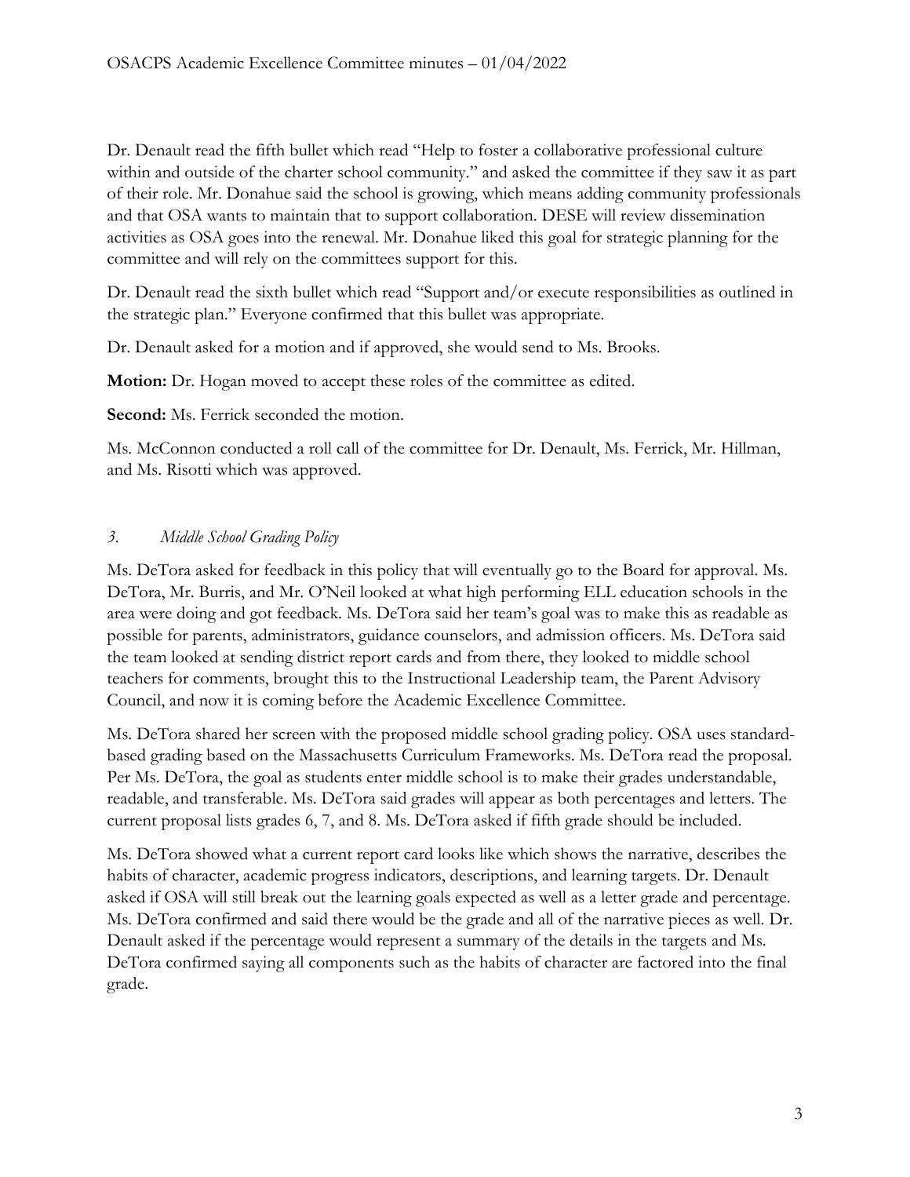Dr. Denault read the fifth bullet which read "Help to foster a collaborative professional culture within and outside of the charter school community." and asked the committee if they saw it as part of their role. Mr. Donahue said the school is growing, which means adding community professionals and that OSA wants to maintain that to support collaboration. DESE will review dissemination activities as OSA goes into the renewal. Mr. Donahue liked this goal for strategic planning for the committee and will rely on the committees support for this.

Dr. Denault read the sixth bullet which read "Support and/or execute responsibilities as outlined in the strategic plan." Everyone confirmed that this bullet was appropriate.

Dr. Denault asked for a motion and if approved, she would send to Ms. Brooks.

**Motion:** Dr. Hogan moved to accept these roles of the committee as edited.

**Second:** Ms. Ferrick seconded the motion.

Ms. McConnon conducted a roll call of the committee for Dr. Denault, Ms. Ferrick, Mr. Hillman, and Ms. Risotti which was approved.

*3. Middle School Grading Policy*

Ms. DeTora asked for feedback in this policy that will eventually go to the Board for approval. Ms. DeTora, Mr. Burris, and Mr. O'Neil looked at what high performing ELL education schools in the area were doing and got feedback. Ms. DeTora said her team's goal was to make this as readable as possible for parents, administrators, guidance counselors, and admission officers. Ms. DeTora said the team looked at sending district report cards and from there, they looked to middle school teachers for comments, brought this to the Instructional Leadership team, the Parent Advisory Council, and now it is coming before the Academic Excellence Committee.

Ms. DeTora shared her screen with the proposed middle school grading policy. OSA uses standard-based grading based on the Massachusetts Curriculum Frameworks. Ms. DeTora read the proposal. Per Ms. DeTora, the goal as students enter middle school is to make their grades understandable, readable, and transferable. Ms. DeTora said grades will appear as both percentages and letters. The current proposal lists grades 6, 7, and 8. Ms. DeTora asked if fifth grade should be included.

Ms. DeTora showed what a current report card looks like which shows the narrative, describes the habits of character, academic progress indicators, descriptions, and learning targets. Dr. Denault asked if OSA will still break out the learning goals expected as well as a letter grade and percentage. Ms. DeTora confirmed and said there would be the grade and all of the narrative pieces as well. Dr. Denault asked if the percentage would represent a summary of the details in the targets and Ms. DeTora confirmed saying all components such as the habits of character are factored into the final grade.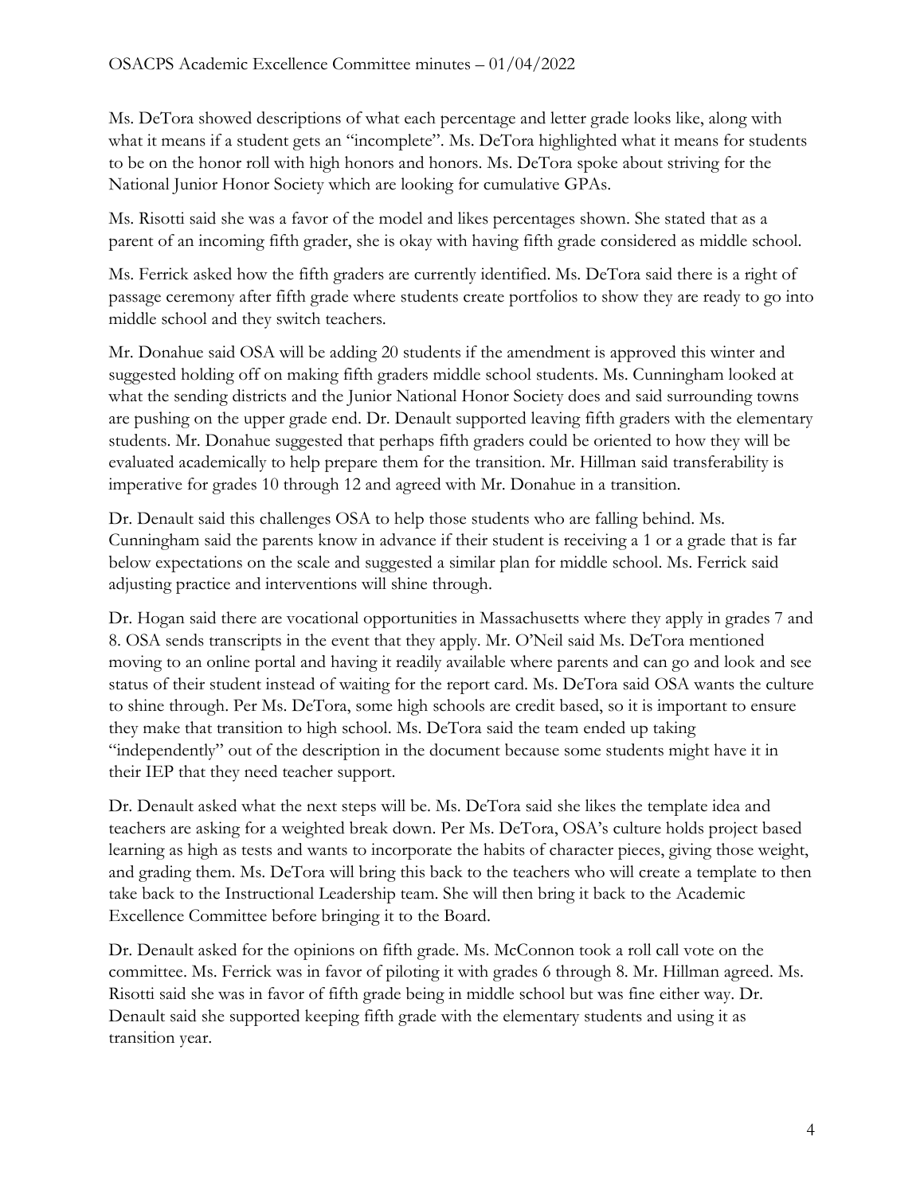Ms. DeTora showed descriptions of what each percentage and letter grade looks like, along with what it means if a student gets an "incomplete". Ms. DeTora highlighted what it means for students to be on the honor roll with high honors and honors. Ms. DeTora spoke about striving for the National Junior Honor Society which are looking for cumulative GPAs.

Ms. Risotti said she was a favor of the model and likes percentages shown. She stated that as a parent of an incoming fifth grader, she is okay with having fifth grade considered as middle school.

Ms. Ferrick asked how the fifth graders are currently identified. Ms. DeTora said there is a right of passage ceremony after fifth grade where students create portfolios to show they are ready to go into middle school and they switch teachers.

Mr. Donahue said OSA will be adding 20 students if the amendment is approved this winter and suggested holding off on making fifth graders middle school students. Ms. Cunningham looked at what the sending districts and the Junior National Honor Society does and said surrounding towns are pushing on the upper grade end. Dr. Denault supported leaving fifth graders with the elementary students. Mr. Donahue suggested that perhaps fifth graders could be oriented to how they will be evaluated academically to help prepare them for the transition. Mr. Hillman said transferability is imperative for grades 10 through 12 and agreed with Mr. Donahue in a transition.

Dr. Denault said this challenges OSA to help those students who are falling behind. Ms. Cunningham said the parents know in advance if their student is receiving a 1 or a grade that is far below expectations on the scale and suggested a similar plan for middle school. Ms. Ferrick said adjusting practice and interventions will shine through.

Dr. Hogan said there are vocational opportunities in Massachusetts where they apply in grades 7 and 8. OSA sends transcripts in the event that they apply. Mr. O'Neil said Ms. DeTora mentioned moving to an online portal and having it readily available where parents and can go and look and see status of their student instead of waiting for the report card. Ms. DeTora said OSA wants the culture to shine through. Per Ms. DeTora, some high schools are credit based, so it is important to ensure they make that transition to high school. Ms. DeTora said the team ended up taking "independently" out of the description in the document because some students might have it in their IEP that they need teacher support.

Dr. Denault asked what the next steps will be. Ms. DeTora said she likes the template idea and teachers are asking for a weighted break down. Per Ms. DeTora, OSA's culture holds project based learning as high as tests and wants to incorporate the habits of character pieces, giving those weight, and grading them. Ms. DeTora will bring this back to the teachers who will create a template to then take back to the Instructional Leadership team. She will then bring it back to the Academic Excellence Committee before bringing it to the Board.

Dr. Denault asked for the opinions on fifth grade. Ms. McConnon took a roll call vote on the committee. Ms. Ferrick was in favor of piloting it with grades 6 through 8. Mr. Hillman agreed. Ms. Risotti said she was in favor of fifth grade being in middle school but was fine either way. Dr. Denault said she supported keeping fifth grade with the elementary students and using it as transition year.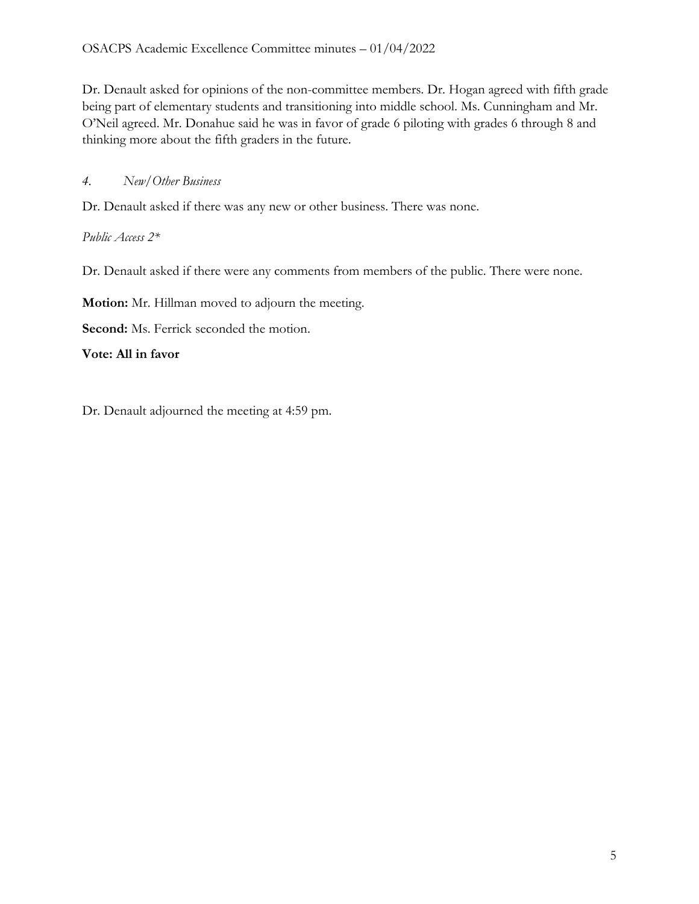Dr. Denault asked for opinions of the non-committee members. Dr. Hogan agreed with fifth grade being part of elementary students and transitioning into middle school. Ms. Cunningham and Mr. O'Neil agreed. Mr. Donahue said he was in favor of grade 6 piloting with grades 6 through 8 and thinking more about the fifth graders in the future.

*4. New/Other Business*

Dr. Denault asked if there was any new or other business. There was none.

*Public Access 2**

Dr. Denault asked if there were any comments from members of the public. There were none.

**Motion:** Mr. Hillman moved to adjourn the meeting.

**Second:** Ms. Ferrick seconded the motion.

**Vote: All in favor**

Dr. Denault adjourned the meeting at 4:59 pm.